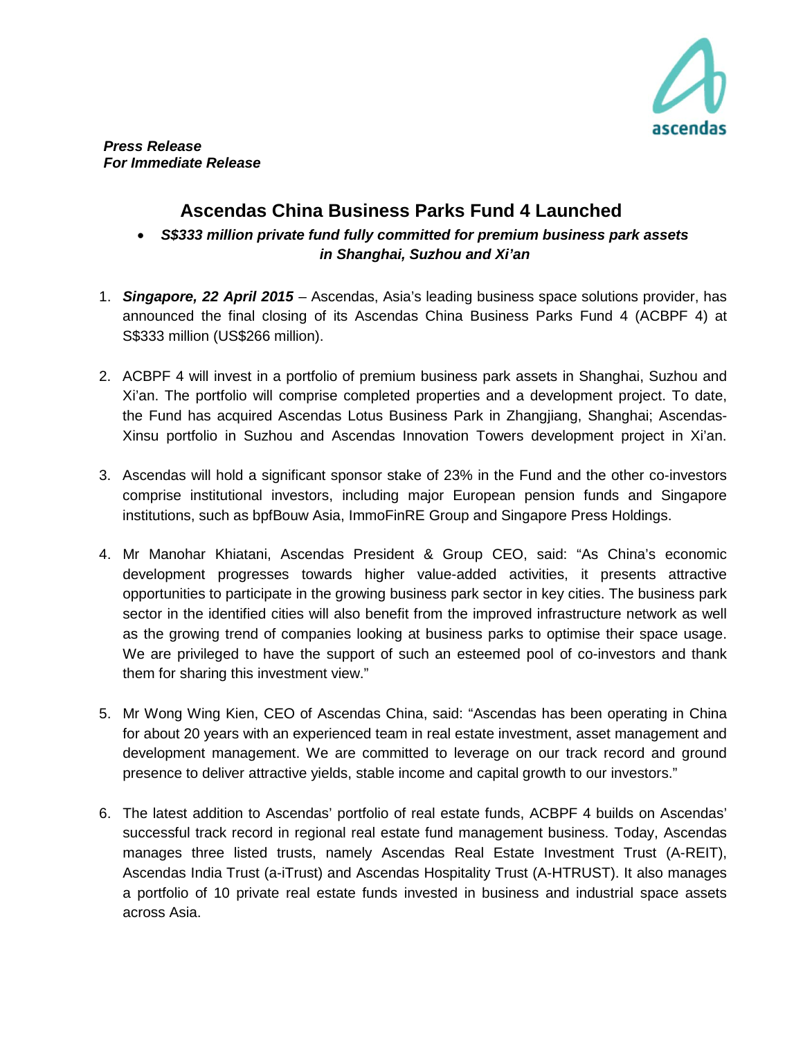***Press Release***
***For Immediate Release***

# Ascendas China Business Parks Fund 4 Launched

- ***S$333 million private fund fully committed for premium business park assets in Shanghai, Suzhou and Xi'an***

1. ***Singapore, 22 April 2015*** – Ascendas, Asia's leading business space solutions provider, has announced the final closing of its Ascendas China Business Parks Fund 4 (ACBPF 4) at S$333 million (US$266 million).

2. ACBPF 4 will invest in a portfolio of premium business park assets in Shanghai, Suzhou and Xi'an. The portfolio will comprise completed properties and a development project. To date, the Fund has acquired Ascendas Lotus Business Park in Zhangjiang, Shanghai; Ascendas-Xinsu portfolio in Suzhou and Ascendas Innovation Towers development project in Xi'an.

3. Ascendas will hold a significant sponsor stake of 23% in the Fund and the other co-investors comprise institutional investors, including major European pension funds and Singapore institutions, such as bpfBouw Asia, ImmoFinRE Group and Singapore Press Holdings.

4. Mr Manohar Khiatani, Ascendas President & Group CEO, said: "As China's economic development progresses towards higher value-added activities, it presents attractive opportunities to participate in the growing business park sector in key cities. The business park sector in the identified cities will also benefit from the improved infrastructure network as well as the growing trend of companies looking at business parks to optimise their space usage. We are privileged to have the support of such an esteemed pool of co-investors and thank them for sharing this investment view."

5. Mr Wong Wing Kien, CEO of Ascendas China, said: "Ascendas has been operating in China for about 20 years with an experienced team in real estate investment, asset management and development management. We are committed to leverage on our track record and ground presence to deliver attractive yields, stable income and capital growth to our investors."

6. The latest addition to Ascendas' portfolio of real estate funds, ACBPF 4 builds on Ascendas' successful track record in regional real estate fund management business. Today, Ascendas manages three listed trusts, namely Ascendas Real Estate Investment Trust (A-REIT), Ascendas India Trust (a-iTrust) and Ascendas Hospitality Trust (A-HTRUST). It also manages a portfolio of 10 private real estate funds invested in business and industrial space assets across Asia.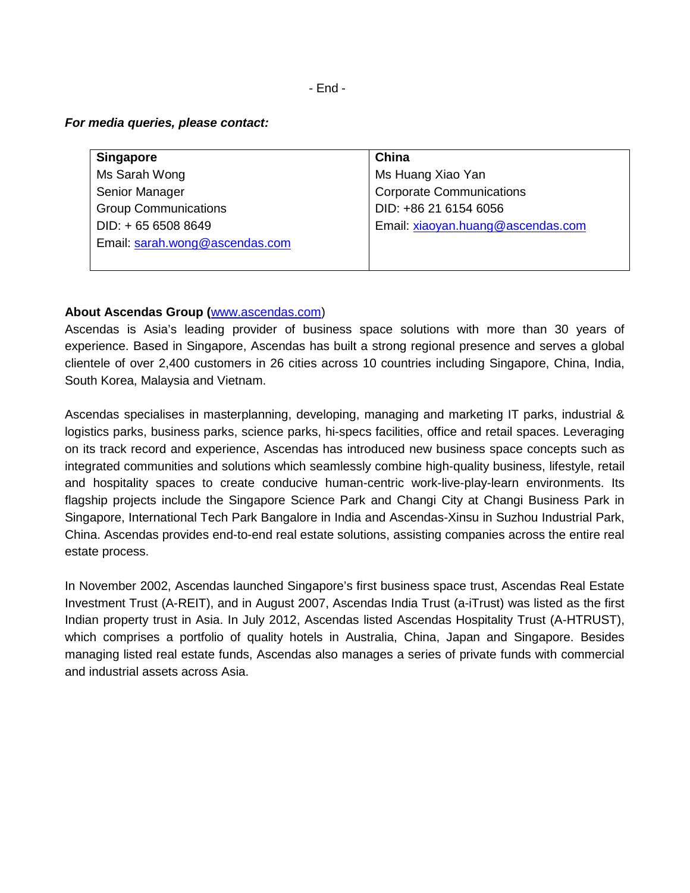- End -

***For media queries, please contact:***

| Singapore | China |
| --- | --- |
| Ms Sarah Wong<br>Senior Manager<br>Group Communications<br>DID: + 65 6508 8649<br>Email: sarah.wong@ascendas.com | Ms Huang Xiao Yan<br>Corporate Communications<br>DID: +86 21 6154 6056<br>Email: xiaoyan.huang@ascendas.com |

**About Ascendas Group (**www.ascendas.com)

Ascendas is Asia's leading provider of business space solutions with more than 30 years of experience. Based in Singapore, Ascendas has built a strong regional presence and serves a global clientele of over 2,400 customers in 26 cities across 10 countries including Singapore, China, India, South Korea, Malaysia and Vietnam.

Ascendas specialises in masterplanning, developing, managing and marketing IT parks, industrial & logistics parks, business parks, science parks, hi-specs facilities, office and retail spaces. Leveraging on its track record and experience, Ascendas has introduced new business space concepts such as integrated communities and solutions which seamlessly combine high-quality business, lifestyle, retail and hospitality spaces to create conducive human-centric work-live-play-learn environments. Its flagship projects include the Singapore Science Park and Changi City at Changi Business Park in Singapore, International Tech Park Bangalore in India and Ascendas-Xinsu in Suzhou Industrial Park, China. Ascendas provides end-to-end real estate solutions, assisting companies across the entire real estate process.

In November 2002, Ascendas launched Singapore's first business space trust, Ascendas Real Estate Investment Trust (A-REIT), and in August 2007, Ascendas India Trust (a-iTrust) was listed as the first Indian property trust in Asia. In July 2012, Ascendas listed Ascendas Hospitality Trust (A-HTRUST), which comprises a portfolio of quality hotels in Australia, China, Japan and Singapore. Besides managing listed real estate funds, Ascendas also manages a series of private funds with commercial and industrial assets across Asia.